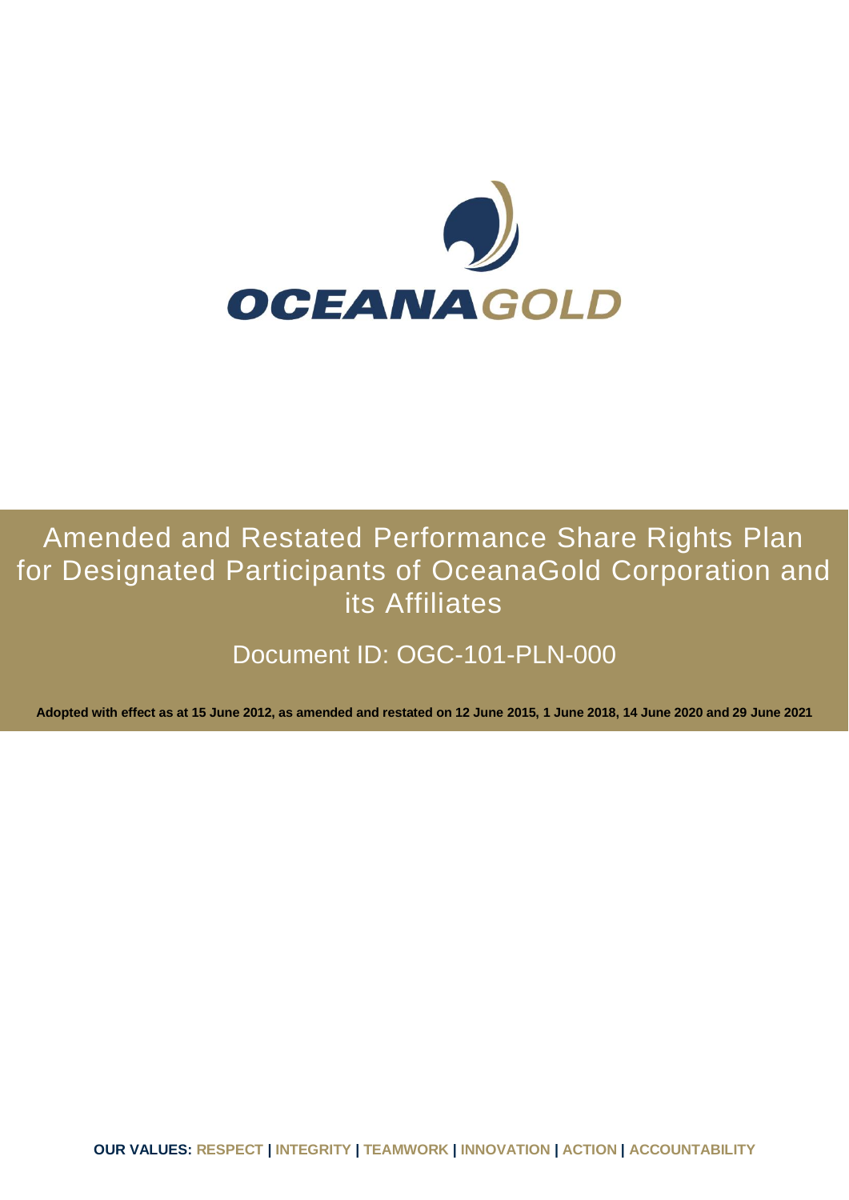OCEANAGOLD

# Amended and Restated Performance Share Rights Plan for Designated Participants of OceanaGold Corporation and its Affiliates

Document ID: OGC-101-PLN-000

**Adopted with effect as at 15 June 2012, as amended and restated on 12 June 2015, 1 June 2018, 14 June 2020 and 29 June 2021**

**OUR VALUES: RESPECT | INTEGRITY | TEAMWORK | INNOVATION | ACTION | ACCOUNTABILITY**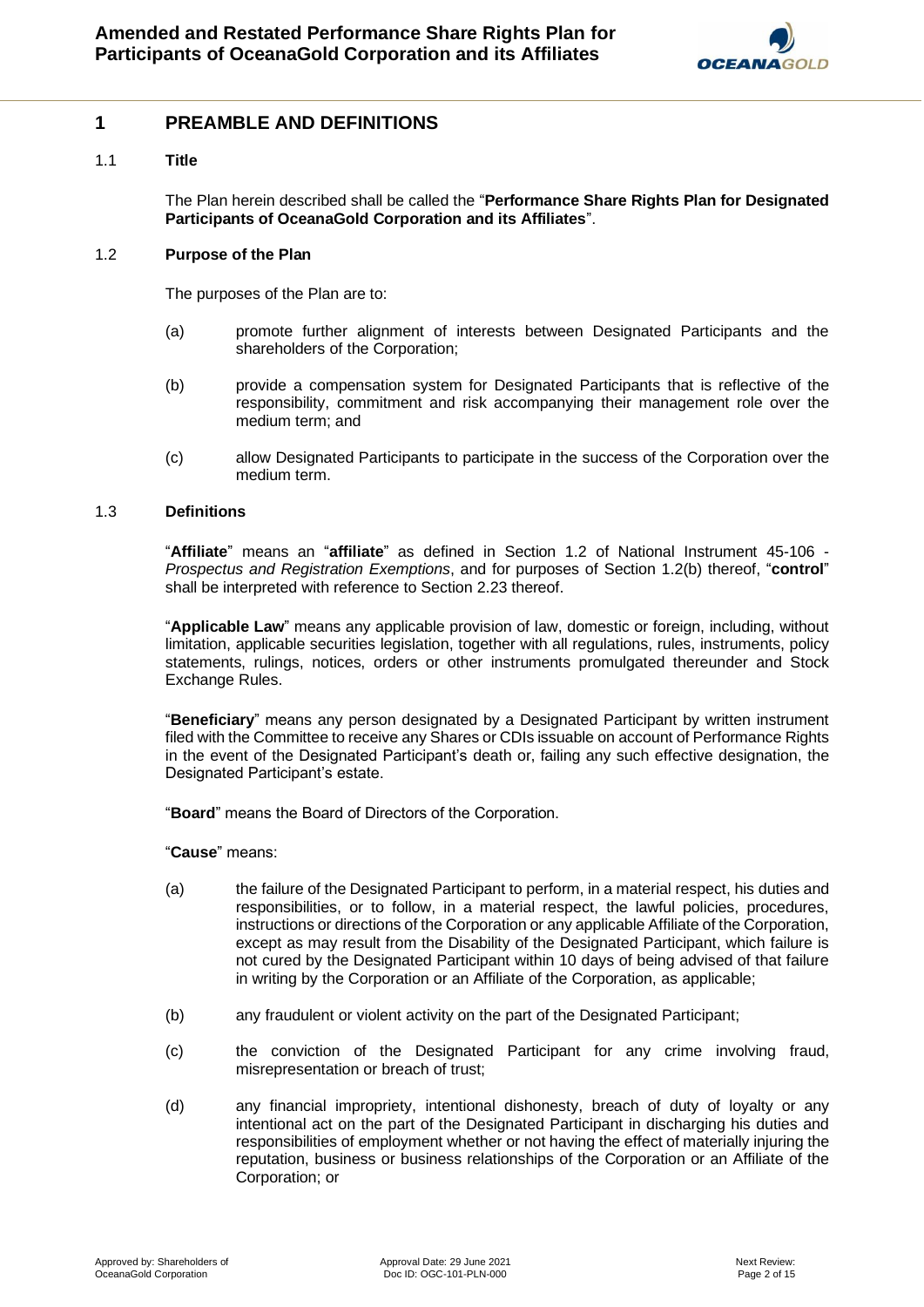# 1 PREAMBLE AND DEFINITIONS

## 1.1 Title

The Plan herein described shall be called the "**Performance Share Rights Plan for Designated Participants of OceanaGold Corporation and its Affiliates**".

## 1.2 Purpose of the Plan

The purposes of the Plan are to:

(a) promote further alignment of interests between Designated Participants and the shareholders of the Corporation;

(b) provide a compensation system for Designated Participants that is reflective of the responsibility, commitment and risk accompanying their management role over the medium term; and

(c) allow Designated Participants to participate in the success of the Corporation over the medium term.

## 1.3 Definitions

"**Affiliate**" means an "**affiliate**" as defined in Section 1.2 of National Instrument 45-106 - *Prospectus and Registration Exemptions*, and for purposes of Section 1.2(b) thereof, "**control**" shall be interpreted with reference to Section 2.23 thereof.

"**Applicable Law**" means any applicable provision of law, domestic or foreign, including, without limitation, applicable securities legislation, together with all regulations, rules, instruments, policy statements, rulings, notices, orders or other instruments promulgated thereunder and Stock Exchange Rules.

"**Beneficiary**" means any person designated by a Designated Participant by written instrument filed with the Committee to receive any Shares or CDIs issuable on account of Performance Rights in the event of the Designated Participant's death or, failing any such effective designation, the Designated Participant's estate.

"**Board**" means the Board of Directors of the Corporation.

"**Cause**" means:

(a) the failure of the Designated Participant to perform, in a material respect, his duties and responsibilities, or to follow, in a material respect, the lawful policies, procedures, instructions or directions of the Corporation or any applicable Affiliate of the Corporation, except as may result from the Disability of the Designated Participant, which failure is not cured by the Designated Participant within 10 days of being advised of that failure in writing by the Corporation or an Affiliate of the Corporation, as applicable;

(b) any fraudulent or violent activity on the part of the Designated Participant;

(c) the conviction of the Designated Participant for any crime involving fraud, misrepresentation or breach of trust;

(d) any financial impropriety, intentional dishonesty, breach of duty of loyalty or any intentional act on the part of the Designated Participant in discharging his duties and responsibilities of employment whether or not having the effect of materially injuring the reputation, business or business relationships of the Corporation or an Affiliate of the Corporation; or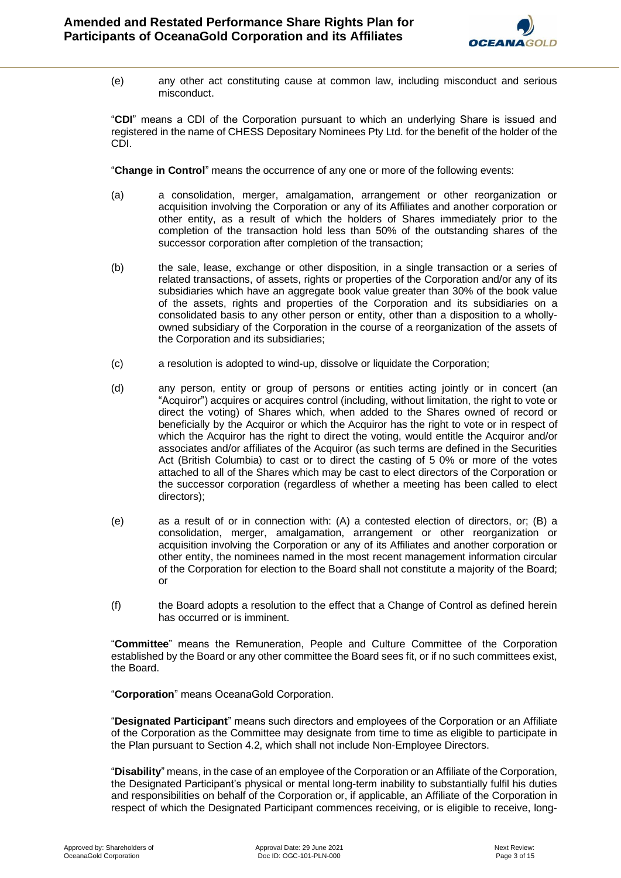(e) any other act constituting cause at common law, including misconduct and serious misconduct.

"**CDI**" means a CDI of the Corporation pursuant to which an underlying Share is issued and registered in the name of CHESS Depositary Nominees Pty Ltd. for the benefit of the holder of the CDI.

"**Change in Control**" means the occurrence of any one or more of the following events:

(a) a consolidation, merger, amalgamation, arrangement or other reorganization or acquisition involving the Corporation or any of its Affiliates and another corporation or other entity, as a result of which the holders of Shares immediately prior to the completion of the transaction hold less than 50% of the outstanding shares of the successor corporation after completion of the transaction;

(b) the sale, lease, exchange or other disposition, in a single transaction or a series of related transactions, of assets, rights or properties of the Corporation and/or any of its subsidiaries which have an aggregate book value greater than 30% of the book value of the assets, rights and properties of the Corporation and its subsidiaries on a consolidated basis to any other person or entity, other than a disposition to a wholly-owned subsidiary of the Corporation in the course of a reorganization of the assets of the Corporation and its subsidiaries;

(c) a resolution is adopted to wind-up, dissolve or liquidate the Corporation;

(d) any person, entity or group of persons or entities acting jointly or in concert (an "Acquiror") acquires or acquires control (including, without limitation, the right to vote or direct the voting) of Shares which, when added to the Shares owned of record or beneficially by the Acquiror or which the Acquiror has the right to vote or in respect of which the Acquiror has the right to direct the voting, would entitle the Acquiror and/or associates and/or affiliates of the Acquiror (as such terms are defined in the Securities Act (British Columbia) to cast or to direct the casting of 5 0% or more of the votes attached to all of the Shares which may be cast to elect directors of the Corporation or the successor corporation (regardless of whether a meeting has been called to elect directors);

(e) as a result of or in connection with: (A) a contested election of directors, or; (B) a consolidation, merger, amalgamation, arrangement or other reorganization or acquisition involving the Corporation or any of its Affiliates and another corporation or other entity, the nominees named in the most recent management information circular of the Corporation for election to the Board shall not constitute a majority of the Board; or

(f) the Board adopts a resolution to the effect that a Change of Control as defined herein has occurred or is imminent.

"**Committee**" means the Remuneration, People and Culture Committee of the Corporation established by the Board or any other committee the Board sees fit, or if no such committees exist, the Board.

"**Corporation**" means OceanaGold Corporation.

"**Designated Participant**" means such directors and employees of the Corporation or an Affiliate of the Corporation as the Committee may designate from time to time as eligible to participate in the Plan pursuant to Section 4.2, which shall not include Non-Employee Directors.

"**Disability**" means, in the case of an employee of the Corporation or an Affiliate of the Corporation, the Designated Participant's physical or mental long-term inability to substantially fulfil his duties and responsibilities on behalf of the Corporation or, if applicable, an Affiliate of the Corporation in respect of which the Designated Participant commences receiving, or is eligible to receive, long-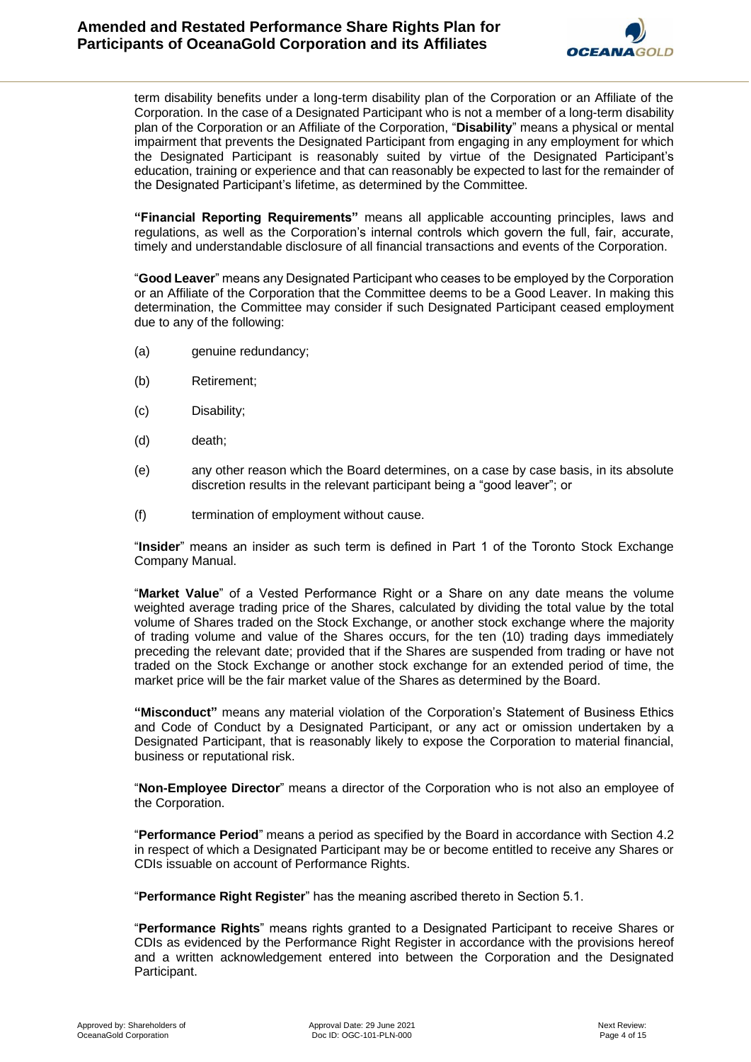term disability benefits under a long-term disability plan of the Corporation or an Affiliate of the Corporation. In the case of a Designated Participant who is not a member of a long-term disability plan of the Corporation or an Affiliate of the Corporation, "**Disability**" means a physical or mental impairment that prevents the Designated Participant from engaging in any employment for which the Designated Participant is reasonably suited by virtue of the Designated Participant's education, training or experience and that can reasonably be expected to last for the remainder of the Designated Participant's lifetime, as determined by the Committee.

**"Financial Reporting Requirements"** means all applicable accounting principles, laws and regulations, as well as the Corporation's internal controls which govern the full, fair, accurate, timely and understandable disclosure of all financial transactions and events of the Corporation.

"**Good Leaver**" means any Designated Participant who ceases to be employed by the Corporation or an Affiliate of the Corporation that the Committee deems to be a Good Leaver. In making this determination, the Committee may consider if such Designated Participant ceased employment due to any of the following:

(a) genuine redundancy;

(b) Retirement;

(c) Disability;

(d) death;

(e) any other reason which the Board determines, on a case by case basis, in its absolute discretion results in the relevant participant being a "good leaver"; or

(f) termination of employment without cause.

"**Insider**" means an insider as such term is defined in Part 1 of the Toronto Stock Exchange Company Manual.

"**Market Value**" of a Vested Performance Right or a Share on any date means the volume weighted average trading price of the Shares, calculated by dividing the total value by the total volume of Shares traded on the Stock Exchange, or another stock exchange where the majority of trading volume and value of the Shares occurs, for the ten (10) trading days immediately preceding the relevant date; provided that if the Shares are suspended from trading or have not traded on the Stock Exchange or another stock exchange for an extended period of time, the market price will be the fair market value of the Shares as determined by the Board.

**"Misconduct"** means any material violation of the Corporation's Statement of Business Ethics and Code of Conduct by a Designated Participant, or any act or omission undertaken by a Designated Participant, that is reasonably likely to expose the Corporation to material financial, business or reputational risk.

"**Non-Employee Director**" means a director of the Corporation who is not also an employee of the Corporation.

"**Performance Period**" means a period as specified by the Board in accordance with Section 4.2 in respect of which a Designated Participant may be or become entitled to receive any Shares or CDIs issuable on account of Performance Rights.

"**Performance Right Register**" has the meaning ascribed thereto in Section 5.1.

"**Performance Rights**" means rights granted to a Designated Participant to receive Shares or CDIs as evidenced by the Performance Right Register in accordance with the provisions hereof and a written acknowledgement entered into between the Corporation and the Designated Participant.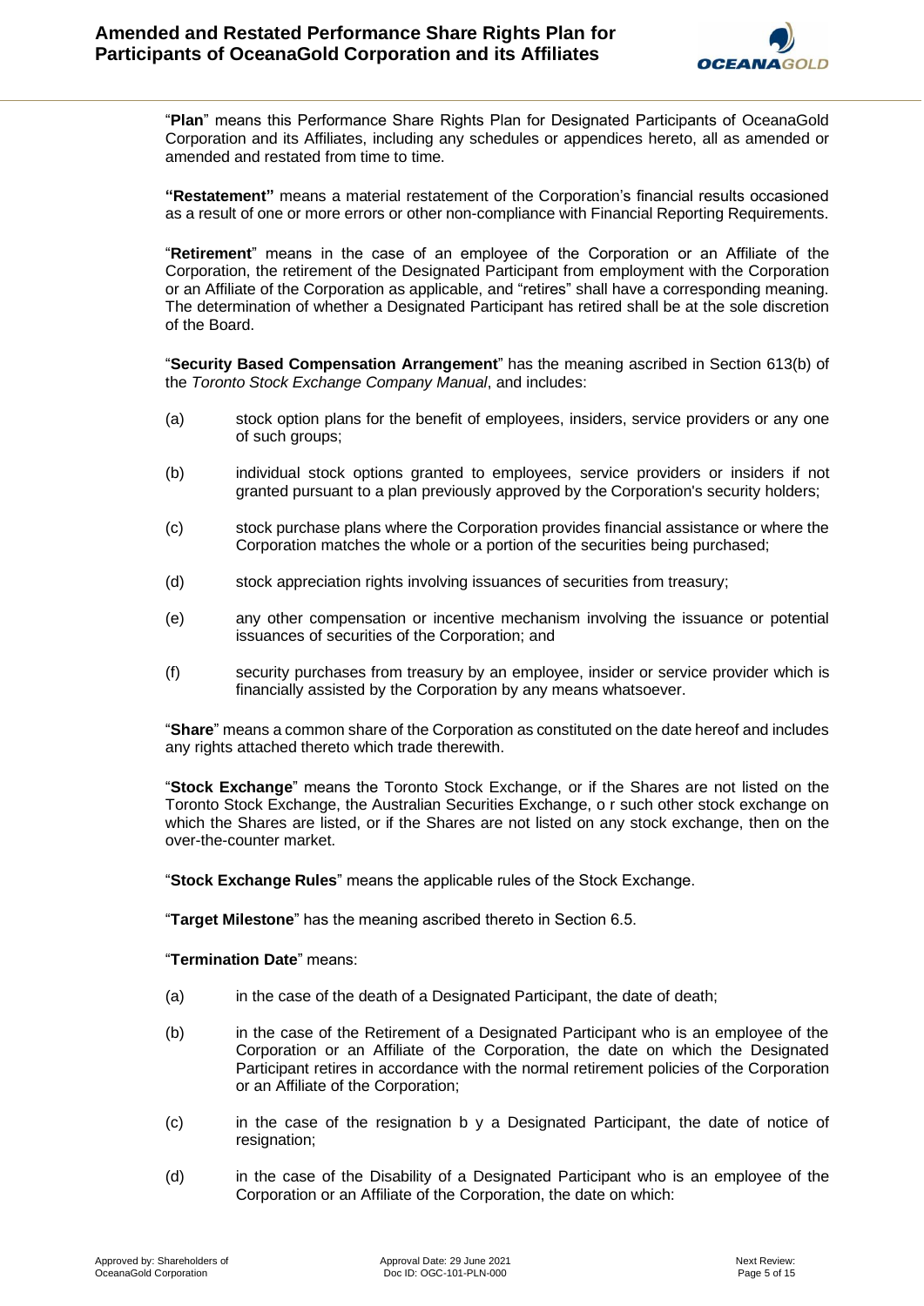"**Plan**" means this Performance Share Rights Plan for Designated Participants of OceanaGold Corporation and its Affiliates, including any schedules or appendices hereto, all as amended or amended and restated from time to time.

**"Restatement"** means a material restatement of the Corporation's financial results occasioned as a result of one or more errors or other non-compliance with Financial Reporting Requirements.

"**Retirement**" means in the case of an employee of the Corporation or an Affiliate of the Corporation, the retirement of the Designated Participant from employment with the Corporation or an Affiliate of the Corporation as applicable, and "retires" shall have a corresponding meaning. The determination of whether a Designated Participant has retired shall be at the sole discretion of the Board.

"**Security Based Compensation Arrangement**" has the meaning ascribed in Section 613(b) of the *Toronto Stock Exchange Company Manual*, and includes:

(a) stock option plans for the benefit of employees, insiders, service providers or any one of such groups;

(b) individual stock options granted to employees, service providers or insiders if not granted pursuant to a plan previously approved by the Corporation's security holders;

(c) stock purchase plans where the Corporation provides financial assistance or where the Corporation matches the whole or a portion of the securities being purchased;

(d) stock appreciation rights involving issuances of securities from treasury;

(e) any other compensation or incentive mechanism involving the issuance or potential issuances of securities of the Corporation; and

(f) security purchases from treasury by an employee, insider or service provider which is financially assisted by the Corporation by any means whatsoever.

"**Share**" means a common share of the Corporation as constituted on the date hereof and includes any rights attached thereto which trade therewith.

"**Stock Exchange**" means the Toronto Stock Exchange, or if the Shares are not listed on the Toronto Stock Exchange, the Australian Securities Exchange, o r such other stock exchange on which the Shares are listed, or if the Shares are not listed on any stock exchange, then on the over-the-counter market.

"**Stock Exchange Rules**" means the applicable rules of the Stock Exchange.

"**Target Milestone**" has the meaning ascribed thereto in Section 6.5.

"**Termination Date**" means:

(a) in the case of the death of a Designated Participant, the date of death;

(b) in the case of the Retirement of a Designated Participant who is an employee of the Corporation or an Affiliate of the Corporation, the date on which the Designated Participant retires in accordance with the normal retirement policies of the Corporation or an Affiliate of the Corporation;

(c) in the case of the resignation b y a Designated Participant, the date of notice of resignation;

(d) in the case of the Disability of a Designated Participant who is an employee of the Corporation or an Affiliate of the Corporation, the date on which: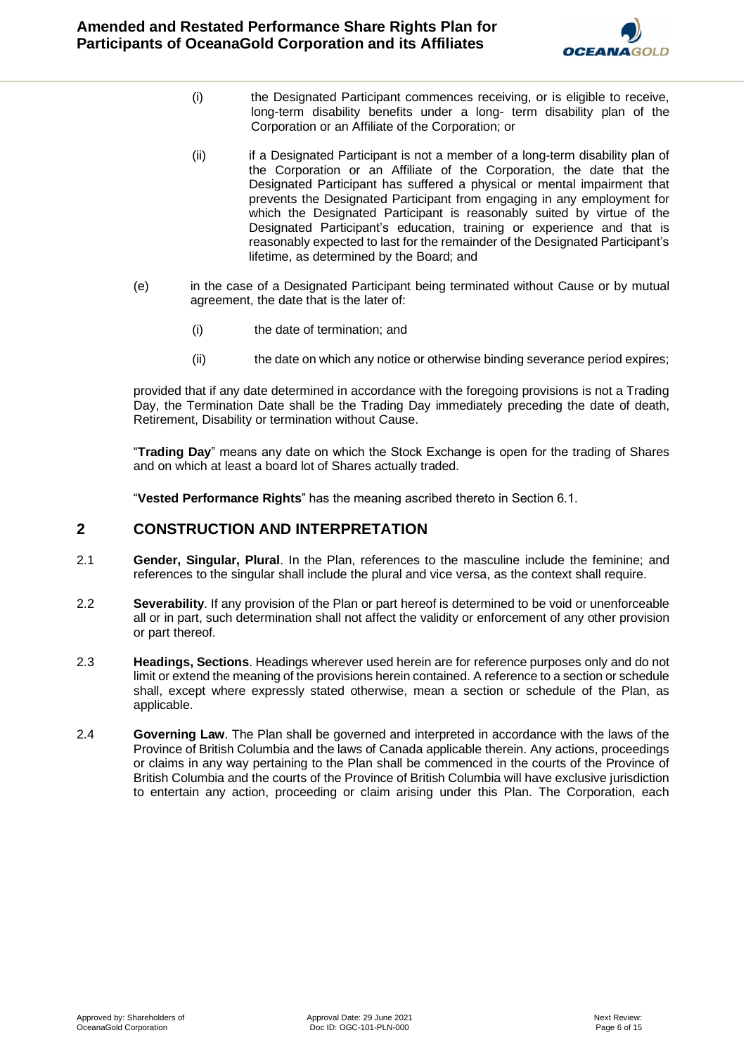(i) the Designated Participant commences receiving, or is eligible to receive, long-term disability benefits under a long- term disability plan of the Corporation or an Affiliate of the Corporation; or

(ii) if a Designated Participant is not a member of a long-term disability plan of the Corporation or an Affiliate of the Corporation, the date that the Designated Participant has suffered a physical or mental impairment that prevents the Designated Participant from engaging in any employment for which the Designated Participant is reasonably suited by virtue of the Designated Participant's education, training or experience and that is reasonably expected to last for the remainder of the Designated Participant's lifetime, as determined by the Board; and

(e) in the case of a Designated Participant being terminated without Cause or by mutual agreement, the date that is the later of:

(i) the date of termination; and

(ii) the date on which any notice or otherwise binding severance period expires;

provided that if any date determined in accordance with the foregoing provisions is not a Trading Day, the Termination Date shall be the Trading Day immediately preceding the date of death, Retirement, Disability or termination without Cause.

"**Trading Day**" means any date on which the Stock Exchange is open for the trading of Shares and on which at least a board lot of Shares actually traded.

"**Vested Performance Rights**" has the meaning ascribed thereto in Section 6.1.

## 2 CONSTRUCTION AND INTERPRETATION

2.1 **Gender, Singular, Plural**. In the Plan, references to the masculine include the feminine; and references to the singular shall include the plural and vice versa, as the context shall require.

2.2 **Severability**. If any provision of the Plan or part hereof is determined to be void or unenforceable all or in part, such determination shall not affect the validity or enforcement of any other provision or part thereof.

2.3 **Headings, Sections**. Headings wherever used herein are for reference purposes only and do not limit or extend the meaning of the provisions herein contained. A reference to a section or schedule shall, except where expressly stated otherwise, mean a section or schedule of the Plan, as applicable.

2.4 **Governing Law**. The Plan shall be governed and interpreted in accordance with the laws of the Province of British Columbia and the laws of Canada applicable therein. Any actions, proceedings or claims in any way pertaining to the Plan shall be commenced in the courts of the Province of British Columbia and the courts of the Province of British Columbia will have exclusive jurisdiction to entertain any action, proceeding or claim arising under this Plan. The Corporation, each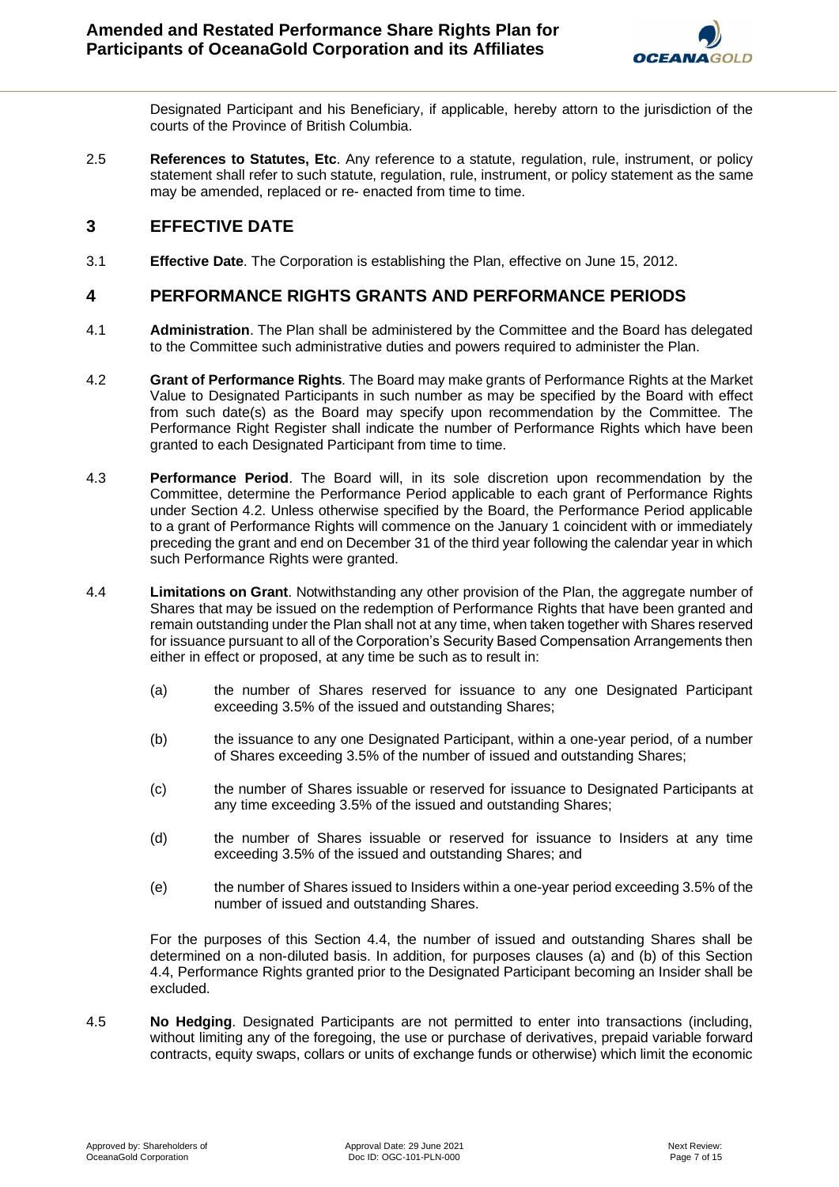Designated Participant and his Beneficiary, if applicable, hereby attorn to the jurisdiction of the courts of the Province of British Columbia.

2.5 **References to Statutes, Etc**. Any reference to a statute, regulation, rule, instrument, or policy statement shall refer to such statute, regulation, rule, instrument, or policy statement as the same may be amended, replaced or re- enacted from time to time.

## 3 EFFECTIVE DATE

3.1 **Effective Date**. The Corporation is establishing the Plan, effective on June 15, 2012.

## 4 PERFORMANCE RIGHTS GRANTS AND PERFORMANCE PERIODS

4.1 **Administration**. The Plan shall be administered by the Committee and the Board has delegated to the Committee such administrative duties and powers required to administer the Plan.

4.2 **Grant of Performance Rights**. The Board may make grants of Performance Rights at the Market Value to Designated Participants in such number as may be specified by the Board with effect from such date(s) as the Board may specify upon recommendation by the Committee. The Performance Right Register shall indicate the number of Performance Rights which have been granted to each Designated Participant from time to time.

4.3 **Performance Period**. The Board will, in its sole discretion upon recommendation by the Committee, determine the Performance Period applicable to each grant of Performance Rights under Section 4.2. Unless otherwise specified by the Board, the Performance Period applicable to a grant of Performance Rights will commence on the January 1 coincident with or immediately preceding the grant and end on December 31 of the third year following the calendar year in which such Performance Rights were granted.

4.4 **Limitations on Grant**. Notwithstanding any other provision of the Plan, the aggregate number of Shares that may be issued on the redemption of Performance Rights that have been granted and remain outstanding under the Plan shall not at any time, when taken together with Shares reserved for issuance pursuant to all of the Corporation's Security Based Compensation Arrangements then either in effect or proposed, at any time be such as to result in:

(a) the number of Shares reserved for issuance to any one Designated Participant exceeding 3.5% of the issued and outstanding Shares;

(b) the issuance to any one Designated Participant, within a one-year period, of a number of Shares exceeding 3.5% of the number of issued and outstanding Shares;

(c) the number of Shares issuable or reserved for issuance to Designated Participants at any time exceeding 3.5% of the issued and outstanding Shares;

(d) the number of Shares issuable or reserved for issuance to Insiders at any time exceeding 3.5% of the issued and outstanding Shares; and

(e) the number of Shares issued to Insiders within a one-year period exceeding 3.5% of the number of issued and outstanding Shares.

For the purposes of this Section 4.4, the number of issued and outstanding Shares shall be determined on a non-diluted basis. In addition, for purposes clauses (a) and (b) of this Section 4.4, Performance Rights granted prior to the Designated Participant becoming an Insider shall be excluded.

4.5 **No Hedging**. Designated Participants are not permitted to enter into transactions (including, without limiting any of the foregoing, the use or purchase of derivatives, prepaid variable forward contracts, equity swaps, collars or units of exchange funds or otherwise) which limit the economic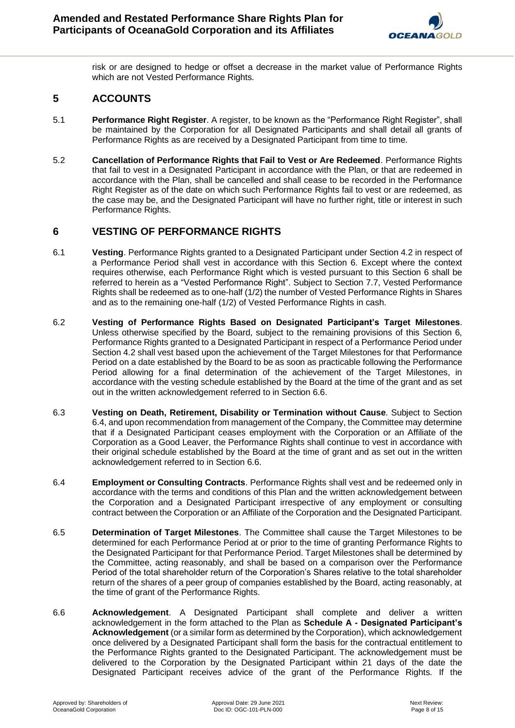risk or are designed to hedge or offset a decrease in the market value of Performance Rights which are not Vested Performance Rights.

## 5 ACCOUNTS

5.1 **Performance Right Register**. A register, to be known as the "Performance Right Register", shall be maintained by the Corporation for all Designated Participants and shall detail all grants of Performance Rights as are received by a Designated Participant from time to time.

5.2 **Cancellation of Performance Rights that Fail to Vest or Are Redeemed**. Performance Rights that fail to vest in a Designated Participant in accordance with the Plan, or that are redeemed in accordance with the Plan, shall be cancelled and shall cease to be recorded in the Performance Right Register as of the date on which such Performance Rights fail to vest or are redeemed, as the case may be, and the Designated Participant will have no further right, title or interest in such Performance Rights.

## 6 VESTING OF PERFORMANCE RIGHTS

6.1 **Vesting**. Performance Rights granted to a Designated Participant under Section 4.2 in respect of a Performance Period shall vest in accordance with this Section 6. Except where the context requires otherwise, each Performance Right which is vested pursuant to this Section 6 shall be referred to herein as a "Vested Performance Right". Subject to Section 7.7, Vested Performance Rights shall be redeemed as to one-half (1/2) the number of Vested Performance Rights in Shares and as to the remaining one-half (1/2) of Vested Performance Rights in cash.

6.2 **Vesting of Performance Rights Based on Designated Participant's Target Milestones**. Unless otherwise specified by the Board, subject to the remaining provisions of this Section 6, Performance Rights granted to a Designated Participant in respect of a Performance Period under Section 4.2 shall vest based upon the achievement of the Target Milestones for that Performance Period on a date established by the Board to be as soon as practicable following the Performance Period allowing for a final determination of the achievement of the Target Milestones, in accordance with the vesting schedule established by the Board at the time of the grant and as set out in the written acknowledgement referred to in Section 6.6.

6.3 **Vesting on Death, Retirement, Disability or Termination without Cause**. Subject to Section 6.4, and upon recommendation from management of the Company, the Committee may determine that if a Designated Participant ceases employment with the Corporation or an Affiliate of the Corporation as a Good Leaver, the Performance Rights shall continue to vest in accordance with their original schedule established by the Board at the time of grant and as set out in the written acknowledgement referred to in Section 6.6.

6.4 **Employment or Consulting Contracts**. Performance Rights shall vest and be redeemed only in accordance with the terms and conditions of this Plan and the written acknowledgement between the Corporation and a Designated Participant irrespective of any employment or consulting contract between the Corporation or an Affiliate of the Corporation and the Designated Participant.

6.5 **Determination of Target Milestones**. The Committee shall cause the Target Milestones to be determined for each Performance Period at or prior to the time of granting Performance Rights to the Designated Participant for that Performance Period. Target Milestones shall be determined by the Committee, acting reasonably, and shall be based on a comparison over the Performance Period of the total shareholder return of the Corporation's Shares relative to the total shareholder return of the shares of a peer group of companies established by the Board, acting reasonably, at the time of grant of the Performance Rights.

6.6 **Acknowledgement**. A Designated Participant shall complete and deliver a written acknowledgement in the form attached to the Plan as **Schedule A - Designated Participant's Acknowledgement** (or a similar form as determined by the Corporation), which acknowledgement once delivered by a Designated Participant shall form the basis for the contractual entitlement to the Performance Rights granted to the Designated Participant. The acknowledgement must be delivered to the Corporation by the Designated Participant within 21 days of the date the Designated Participant receives advice of the grant of the Performance Rights. If the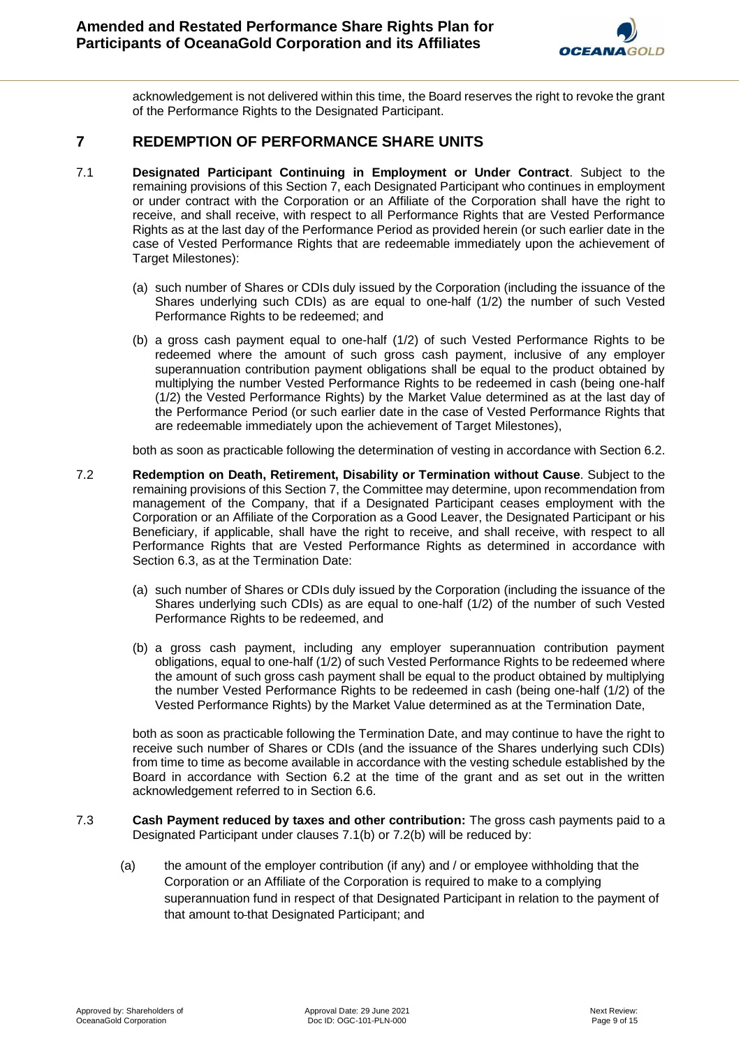acknowledgement is not delivered within this time, the Board reserves the right to revoke the grant of the Performance Rights to the Designated Participant.

## 7 REDEMPTION OF PERFORMANCE SHARE UNITS

7.1 **Designated Participant Continuing in Employment or Under Contract**. Subject to the remaining provisions of this Section 7, each Designated Participant who continues in employment or under contract with the Corporation or an Affiliate of the Corporation shall have the right to receive, and shall receive, with respect to all Performance Rights that are Vested Performance Rights as at the last day of the Performance Period as provided herein (or such earlier date in the case of Vested Performance Rights that are redeemable immediately upon the achievement of Target Milestones):

(a) such number of Shares or CDIs duly issued by the Corporation (including the issuance of the Shares underlying such CDIs) as are equal to one-half (1/2) the number of such Vested Performance Rights to be redeemed; and

(b) a gross cash payment equal to one-half (1/2) of such Vested Performance Rights to be redeemed where the amount of such gross cash payment, inclusive of any employer superannuation contribution payment obligations shall be equal to the product obtained by multiplying the number Vested Performance Rights to be redeemed in cash (being one-half (1/2) the Vested Performance Rights) by the Market Value determined as at the last day of the Performance Period (or such earlier date in the case of Vested Performance Rights that are redeemable immediately upon the achievement of Target Milestones),

both as soon as practicable following the determination of vesting in accordance with Section 6.2.

7.2 **Redemption on Death, Retirement, Disability or Termination without Cause**. Subject to the remaining provisions of this Section 7, the Committee may determine, upon recommendation from management of the Company, that if a Designated Participant ceases employment with the Corporation or an Affiliate of the Corporation as a Good Leaver, the Designated Participant or his Beneficiary, if applicable, shall have the right to receive, and shall receive, with respect to all Performance Rights that are Vested Performance Rights as determined in accordance with Section 6.3, as at the Termination Date:

(a) such number of Shares or CDIs duly issued by the Corporation (including the issuance of the Shares underlying such CDIs) as are equal to one-half (1/2) of the number of such Vested Performance Rights to be redeemed, and

(b) a gross cash payment, including any employer superannuation contribution payment obligations, equal to one-half (1/2) of such Vested Performance Rights to be redeemed where the amount of such gross cash payment shall be equal to the product obtained by multiplying the number Vested Performance Rights to be redeemed in cash (being one-half (1/2) of the Vested Performance Rights) by the Market Value determined as at the Termination Date,

both as soon as practicable following the Termination Date, and may continue to have the right to receive such number of Shares or CDIs (and the issuance of the Shares underlying such CDIs) from time to time as become available in accordance with the vesting schedule established by the Board in accordance with Section 6.2 at the time of the grant and as set out in the written acknowledgement referred to in Section 6.6.

7.3 **Cash Payment reduced by taxes and other contribution:** The gross cash payments paid to a Designated Participant under clauses 7.1(b) or 7.2(b) will be reduced by:

(a) the amount of the employer contribution (if any) and / or employee withholding that the Corporation or an Affiliate of the Corporation is required to make to a complying superannuation fund in respect of that Designated Participant in relation to the payment of that amount to that Designated Participant; and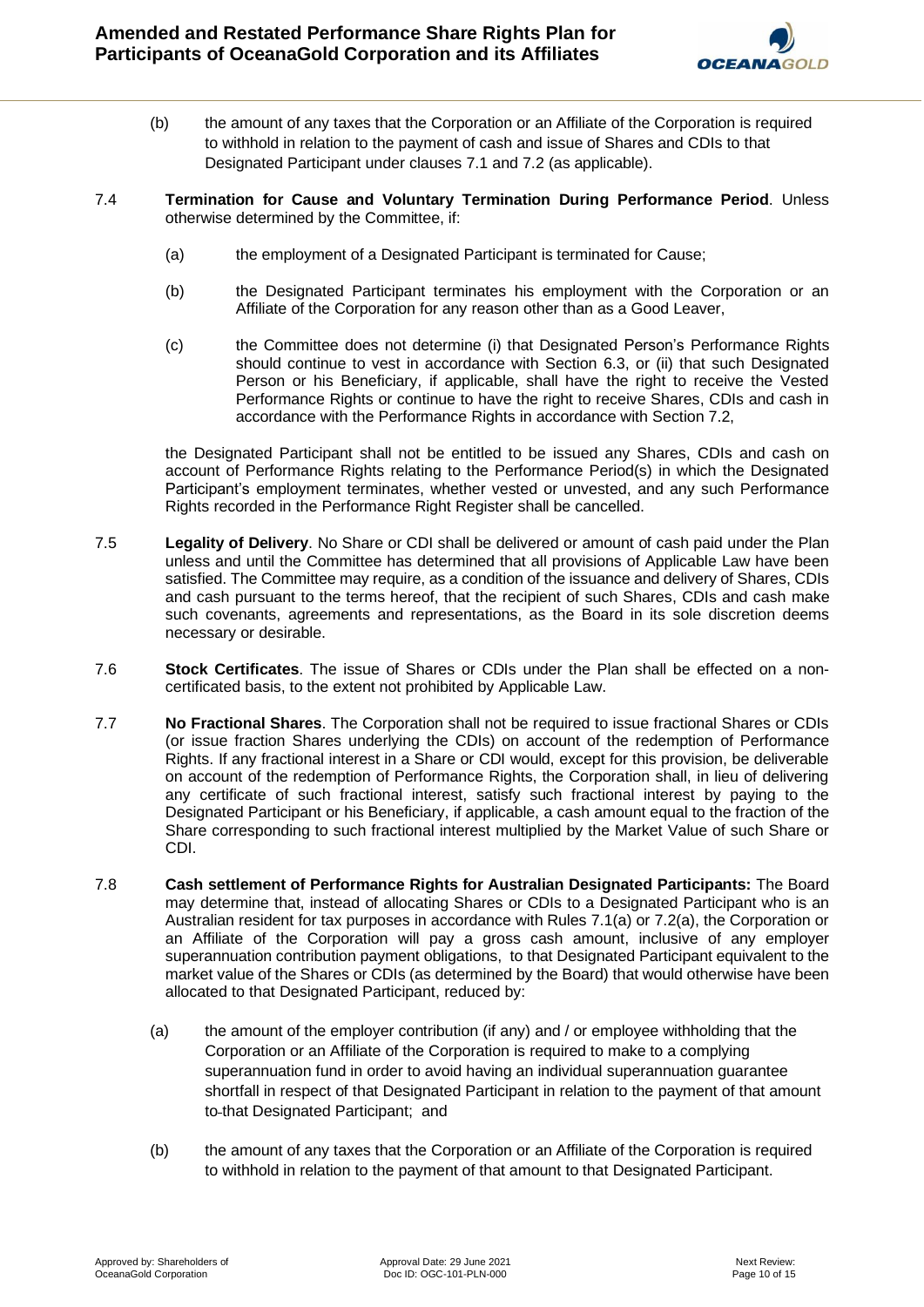(b) the amount of any taxes that the Corporation or an Affiliate of the Corporation is required to withhold in relation to the payment of cash and issue of Shares and CDIs to that Designated Participant under clauses 7.1 and 7.2 (as applicable).

7.4 **Termination for Cause and Voluntary Termination During Performance Period**. Unless otherwise determined by the Committee, if:

(a) the employment of a Designated Participant is terminated for Cause;

(b) the Designated Participant terminates his employment with the Corporation or an Affiliate of the Corporation for any reason other than as a Good Leaver,

(c) the Committee does not determine (i) that Designated Person's Performance Rights should continue to vest in accordance with Section 6.3, or (ii) that such Designated Person or his Beneficiary, if applicable, shall have the right to receive the Vested Performance Rights or continue to have the right to receive Shares, CDIs and cash in accordance with the Performance Rights in accordance with Section 7.2,

the Designated Participant shall not be entitled to be issued any Shares, CDIs and cash on account of Performance Rights relating to the Performance Period(s) in which the Designated Participant's employment terminates, whether vested or unvested, and any such Performance Rights recorded in the Performance Right Register shall be cancelled.

7.5 **Legality of Delivery**. No Share or CDI shall be delivered or amount of cash paid under the Plan unless and until the Committee has determined that all provisions of Applicable Law have been satisfied. The Committee may require, as a condition of the issuance and delivery of Shares, CDIs and cash pursuant to the terms hereof, that the recipient of such Shares, CDIs and cash make such covenants, agreements and representations, as the Board in its sole discretion deems necessary or desirable.

7.6 **Stock Certificates**. The issue of Shares or CDIs under the Plan shall be effected on a non-certificated basis, to the extent not prohibited by Applicable Law.

7.7 **No Fractional Shares**. The Corporation shall not be required to issue fractional Shares or CDIs (or issue fraction Shares underlying the CDIs) on account of the redemption of Performance Rights. If any fractional interest in a Share or CDI would, except for this provision, be deliverable on account of the redemption of Performance Rights, the Corporation shall, in lieu of delivering any certificate of such fractional interest, satisfy such fractional interest by paying to the Designated Participant or his Beneficiary, if applicable, a cash amount equal to the fraction of the Share corresponding to such fractional interest multiplied by the Market Value of such Share or CDI.

7.8 **Cash settlement of Performance Rights for Australian Designated Participants:** The Board may determine that, instead of allocating Shares or CDIs to a Designated Participant who is an Australian resident for tax purposes in accordance with Rules 7.1(a) or 7.2(a), the Corporation or an Affiliate of the Corporation will pay a gross cash amount, inclusive of any employer superannuation contribution payment obligations, to that Designated Participant equivalent to the market value of the Shares or CDIs (as determined by the Board) that would otherwise have been allocated to that Designated Participant, reduced by:

(a) the amount of the employer contribution (if any) and / or employee withholding that the Corporation or an Affiliate of the Corporation is required to make to a complying superannuation fund in order to avoid having an individual superannuation guarantee shortfall in respect of that Designated Participant in relation to the payment of that amount to that Designated Participant; and

(b) the amount of any taxes that the Corporation or an Affiliate of the Corporation is required to withhold in relation to the payment of that amount to that Designated Participant.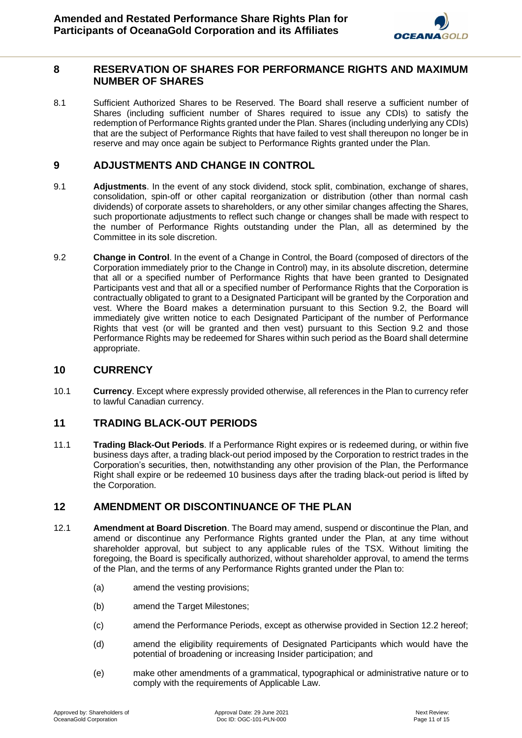## 8 RESERVATION OF SHARES FOR PERFORMANCE RIGHTS AND MAXIMUM NUMBER OF SHARES

8.1 Sufficient Authorized Shares to be Reserved. The Board shall reserve a sufficient number of Shares (including sufficient number of Shares required to issue any CDIs) to satisfy the redemption of Performance Rights granted under the Plan. Shares (including underlying any CDIs) that are the subject of Performance Rights that have failed to vest shall thereupon no longer be in reserve and may once again be subject to Performance Rights granted under the Plan.

## 9 ADJUSTMENTS AND CHANGE IN CONTROL

9.1 **Adjustments**. In the event of any stock dividend, stock split, combination, exchange of shares, consolidation, spin-off or other capital reorganization or distribution (other than normal cash dividends) of corporate assets to shareholders, or any other similar changes affecting the Shares, such proportionate adjustments to reflect such change or changes shall be made with respect to the number of Performance Rights outstanding under the Plan, all as determined by the Committee in its sole discretion.

9.2 **Change in Control**. In the event of a Change in Control, the Board (composed of directors of the Corporation immediately prior to the Change in Control) may, in its absolute discretion, determine that all or a specified number of Performance Rights that have been granted to Designated Participants vest and that all or a specified number of Performance Rights that the Corporation is contractually obligated to grant to a Designated Participant will be granted by the Corporation and vest. Where the Board makes a determination pursuant to this Section 9.2, the Board will immediately give written notice to each Designated Participant of the number of Performance Rights that vest (or will be granted and then vest) pursuant to this Section 9.2 and those Performance Rights may be redeemed for Shares within such period as the Board shall determine appropriate.

## 10 CURRENCY

10.1 **Currency**. Except where expressly provided otherwise, all references in the Plan to currency refer to lawful Canadian currency.

## 11 TRADING BLACK-OUT PERIODS

11.1 **Trading Black-Out Periods**. If a Performance Right expires or is redeemed during, or within five business days after, a trading black-out period imposed by the Corporation to restrict trades in the Corporation's securities, then, notwithstanding any other provision of the Plan, the Performance Right shall expire or be redeemed 10 business days after the trading black-out period is lifted by the Corporation.

## 12 AMENDMENT OR DISCONTINUANCE OF THE PLAN

12.1 **Amendment at Board Discretion**. The Board may amend, suspend or discontinue the Plan, and amend or discontinue any Performance Rights granted under the Plan, at any time without shareholder approval, but subject to any applicable rules of the TSX. Without limiting the foregoing, the Board is specifically authorized, without shareholder approval, to amend the terms of the Plan, and the terms of any Performance Rights granted under the Plan to:

(a) amend the vesting provisions;

(b) amend the Target Milestones;

(c) amend the Performance Periods, except as otherwise provided in Section 12.2 hereof;

(d) amend the eligibility requirements of Designated Participants which would have the potential of broadening or increasing Insider participation; and

(e) make other amendments of a grammatical, typographical or administrative nature or to comply with the requirements of Applicable Law.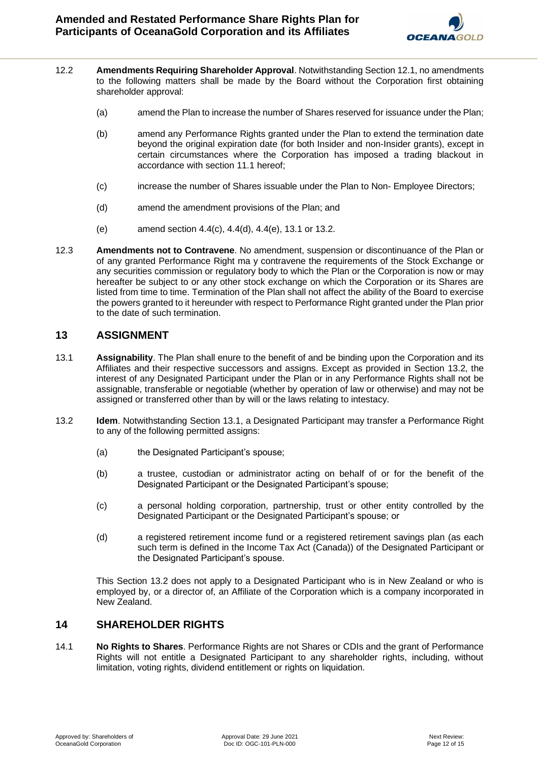12.2 **Amendments Requiring Shareholder Approval**. Notwithstanding Section 12.1, no amendments to the following matters shall be made by the Board without the Corporation first obtaining shareholder approval:

(a) amend the Plan to increase the number of Shares reserved for issuance under the Plan;

(b) amend any Performance Rights granted under the Plan to extend the termination date beyond the original expiration date (for both Insider and non-Insider grants), except in certain circumstances where the Corporation has imposed a trading blackout in accordance with section 11.1 hereof;

(c) increase the number of Shares issuable under the Plan to Non- Employee Directors;

(d) amend the amendment provisions of the Plan; and

(e) amend section 4.4(c), 4.4(d), 4.4(e), 13.1 or 13.2.

12.3 **Amendments not to Contravene**. No amendment, suspension or discontinuance of the Plan or of any granted Performance Right ma y contravene the requirements of the Stock Exchange or any securities commission or regulatory body to which the Plan or the Corporation is now or may hereafter be subject to or any other stock exchange on which the Corporation or its Shares are listed from time to time. Termination of the Plan shall not affect the ability of the Board to exercise the powers granted to it hereunder with respect to Performance Right granted under the Plan prior to the date of such termination.

## 13 ASSIGNMENT

13.1 **Assignability**. The Plan shall enure to the benefit of and be binding upon the Corporation and its Affiliates and their respective successors and assigns. Except as provided in Section 13.2, the interest of any Designated Participant under the Plan or in any Performance Rights shall not be assignable, transferable or negotiable (whether by operation of law or otherwise) and may not be assigned or transferred other than by will or the laws relating to intestacy.

13.2 **Idem**. Notwithstanding Section 13.1, a Designated Participant may transfer a Performance Right to any of the following permitted assigns:

(a) the Designated Participant's spouse;

(b) a trustee, custodian or administrator acting on behalf of or for the benefit of the Designated Participant or the Designated Participant's spouse;

(c) a personal holding corporation, partnership, trust or other entity controlled by the Designated Participant or the Designated Participant's spouse; or

(d) a registered retirement income fund or a registered retirement savings plan (as each such term is defined in the Income Tax Act (Canada)) of the Designated Participant or the Designated Participant's spouse.

This Section 13.2 does not apply to a Designated Participant who is in New Zealand or who is employed by, or a director of, an Affiliate of the Corporation which is a company incorporated in New Zealand.

## 14 SHAREHOLDER RIGHTS

14.1 **No Rights to Shares**. Performance Rights are not Shares or CDIs and the grant of Performance Rights will not entitle a Designated Participant to any shareholder rights, including, without limitation, voting rights, dividend entitlement or rights on liquidation.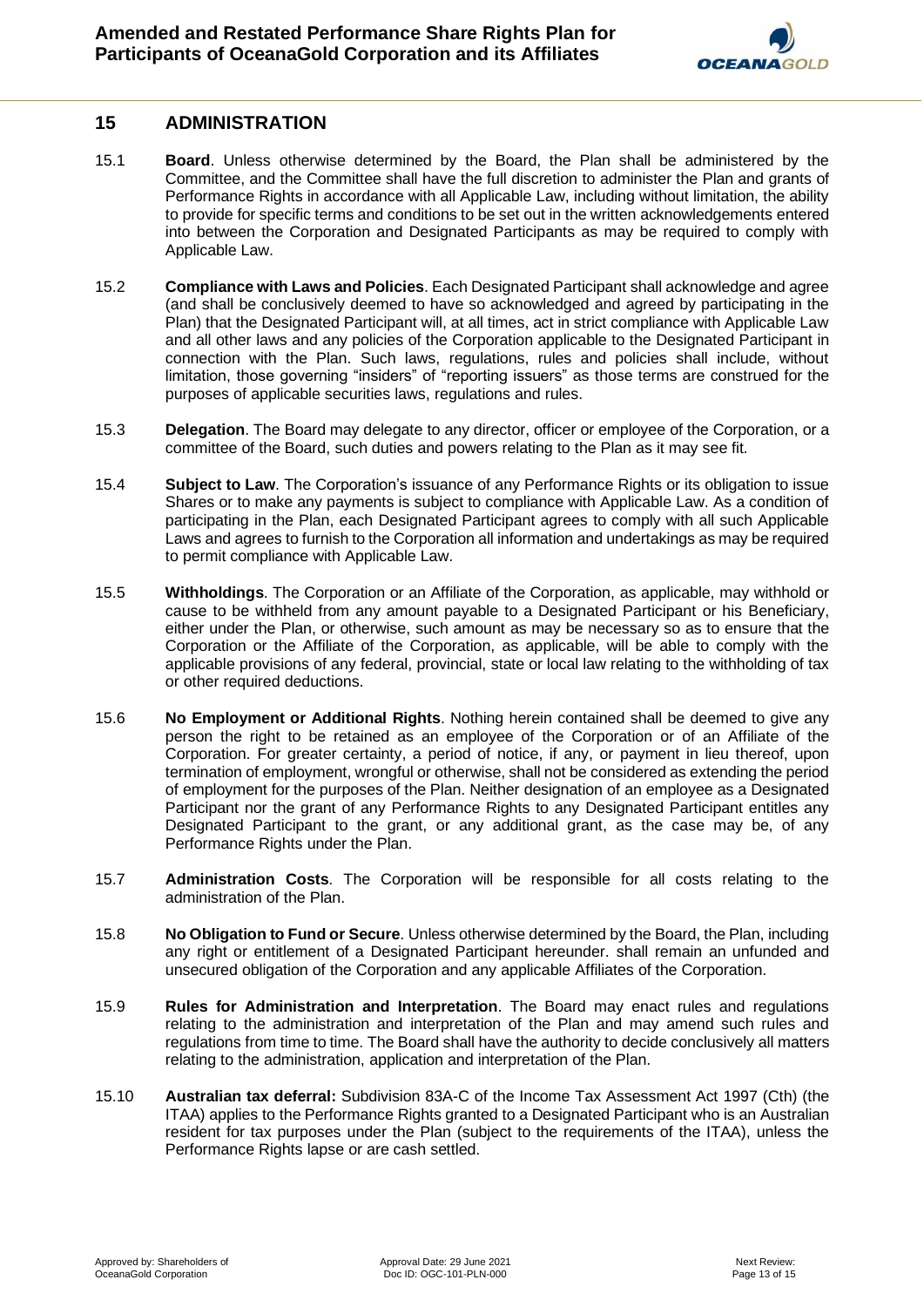## 15 ADMINISTRATION

15.1 **Board**. Unless otherwise determined by the Board, the Plan shall be administered by the Committee, and the Committee shall have the full discretion to administer the Plan and grants of Performance Rights in accordance with all Applicable Law, including without limitation, the ability to provide for specific terms and conditions to be set out in the written acknowledgements entered into between the Corporation and Designated Participants as may be required to comply with Applicable Law.

15.2 **Compliance with Laws and Policies**. Each Designated Participant shall acknowledge and agree (and shall be conclusively deemed to have so acknowledged and agreed by participating in the Plan) that the Designated Participant will, at all times, act in strict compliance with Applicable Law and all other laws and any policies of the Corporation applicable to the Designated Participant in connection with the Plan. Such laws, regulations, rules and policies shall include, without limitation, those governing "insiders" of "reporting issuers" as those terms are construed for the purposes of applicable securities laws, regulations and rules.

15.3 **Delegation**. The Board may delegate to any director, officer or employee of the Corporation, or a committee of the Board, such duties and powers relating to the Plan as it may see fit.

15.4 **Subject to Law**. The Corporation's issuance of any Performance Rights or its obligation to issue Shares or to make any payments is subject to compliance with Applicable Law. As a condition of participating in the Plan, each Designated Participant agrees to comply with all such Applicable Laws and agrees to furnish to the Corporation all information and undertakings as may be required to permit compliance with Applicable Law.

15.5 **Withholdings**. The Corporation or an Affiliate of the Corporation, as applicable, may withhold or cause to be withheld from any amount payable to a Designated Participant or his Beneficiary, either under the Plan, or otherwise, such amount as may be necessary so as to ensure that the Corporation or the Affiliate of the Corporation, as applicable, will be able to comply with the applicable provisions of any federal, provincial, state or local law relating to the withholding of tax or other required deductions.

15.6 **No Employment or Additional Rights**. Nothing herein contained shall be deemed to give any person the right to be retained as an employee of the Corporation or of an Affiliate of the Corporation. For greater certainty, a period of notice, if any, or payment in lieu thereof, upon termination of employment, wrongful or otherwise, shall not be considered as extending the period of employment for the purposes of the Plan. Neither designation of an employee as a Designated Participant nor the grant of any Performance Rights to any Designated Participant entitles any Designated Participant to the grant, or any additional grant, as the case may be, of any Performance Rights under the Plan.

15.7 **Administration Costs**. The Corporation will be responsible for all costs relating to the administration of the Plan.

15.8 **No Obligation to Fund or Secure**. Unless otherwise determined by the Board, the Plan, including any right or entitlement of a Designated Participant hereunder. shall remain an unfunded and unsecured obligation of the Corporation and any applicable Affiliates of the Corporation.

15.9 **Rules for Administration and Interpretation**. The Board may enact rules and regulations relating to the administration and interpretation of the Plan and may amend such rules and regulations from time to time. The Board shall have the authority to decide conclusively all matters relating to the administration, application and interpretation of the Plan.

15.10 **Australian tax deferral:** Subdivision 83A-C of the Income Tax Assessment Act 1997 (Cth) (the ITAA) applies to the Performance Rights granted to a Designated Participant who is an Australian resident for tax purposes under the Plan (subject to the requirements of the ITAA), unless the Performance Rights lapse or are cash settled.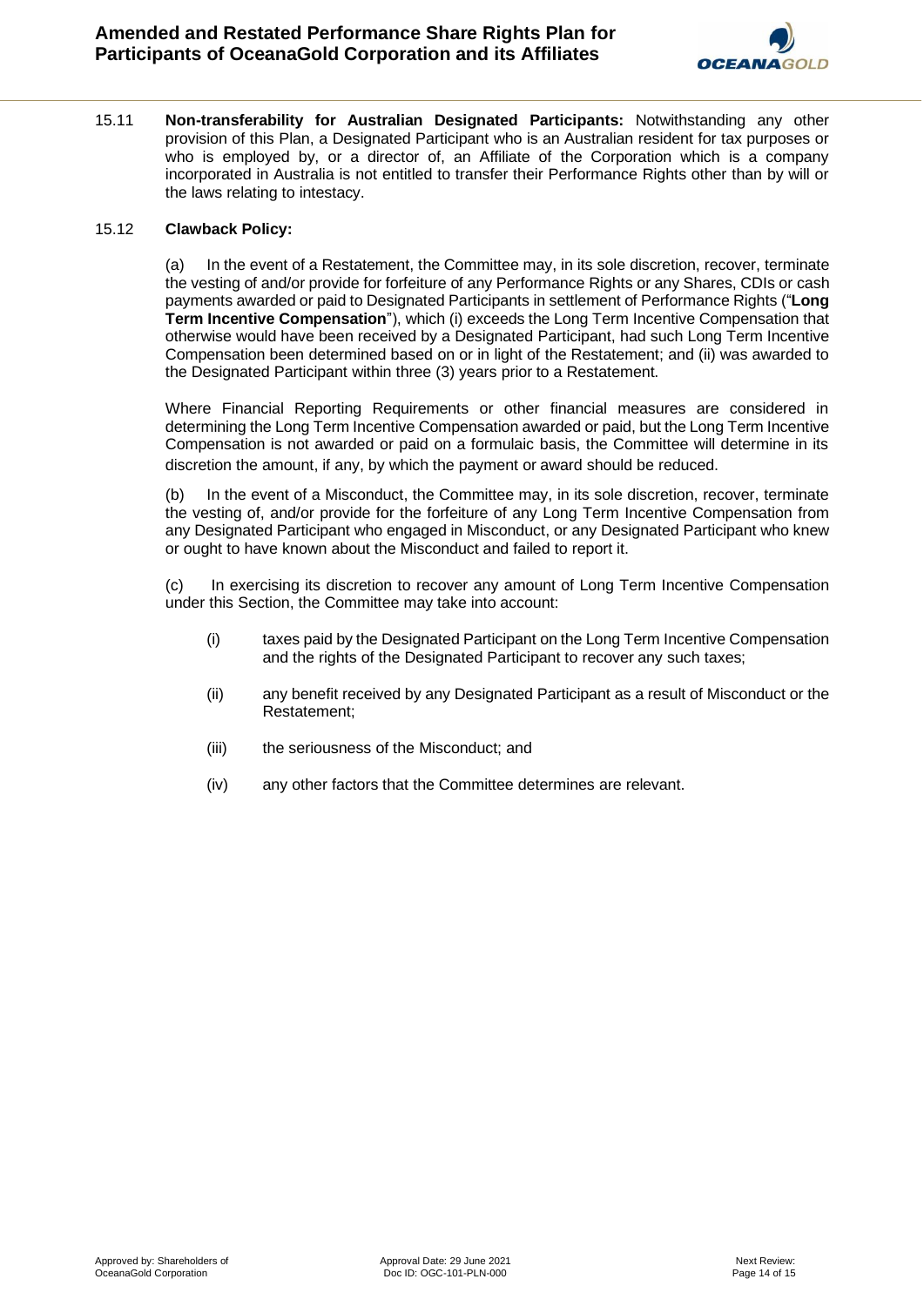15.11 **Non-transferability for Australian Designated Participants:** Notwithstanding any other provision of this Plan, a Designated Participant who is an Australian resident for tax purposes or who is employed by, or a director of, an Affiliate of the Corporation which is a company incorporated in Australia is not entitled to transfer their Performance Rights other than by will or the laws relating to intestacy.

15.12 **Clawback Policy:**

(a) In the event of a Restatement, the Committee may, in its sole discretion, recover, terminate the vesting of and/or provide for forfeiture of any Performance Rights or any Shares, CDIs or cash payments awarded or paid to Designated Participants in settlement of Performance Rights ("**Long Term Incentive Compensation**"), which (i) exceeds the Long Term Incentive Compensation that otherwise would have been received by a Designated Participant, had such Long Term Incentive Compensation been determined based on or in light of the Restatement; and (ii) was awarded to the Designated Participant within three (3) years prior to a Restatement.

Where Financial Reporting Requirements or other financial measures are considered in determining the Long Term Incentive Compensation awarded or paid, but the Long Term Incentive Compensation is not awarded or paid on a formulaic basis, the Committee will determine in its discretion the amount, if any, by which the payment or award should be reduced.

(b) In the event of a Misconduct, the Committee may, in its sole discretion, recover, terminate the vesting of, and/or provide for the forfeiture of any Long Term Incentive Compensation from any Designated Participant who engaged in Misconduct, or any Designated Participant who knew or ought to have known about the Misconduct and failed to report it.

(c) In exercising its discretion to recover any amount of Long Term Incentive Compensation under this Section, the Committee may take into account:

- (i) taxes paid by the Designated Participant on the Long Term Incentive Compensation and the rights of the Designated Participant to recover any such taxes;
- (ii) any benefit received by any Designated Participant as a result of Misconduct or the Restatement;
- (iii) the seriousness of the Misconduct; and
- (iv) any other factors that the Committee determines are relevant.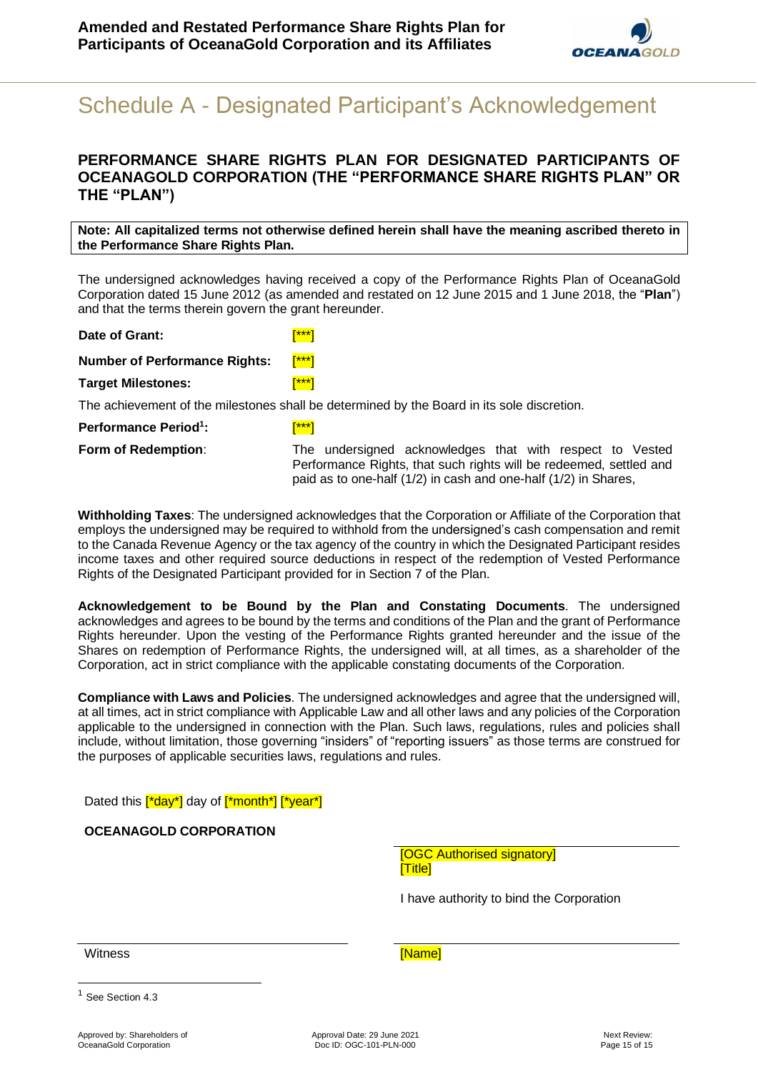# Schedule A - Designated Participant's Acknowledgement

## PERFORMANCE SHARE RIGHTS PLAN FOR DESIGNATED PARTICIPANTS OF OCEANAGOLD CORPORATION (THE "PERFORMANCE SHARE RIGHTS PLAN" OR THE "PLAN")

**Note: All capitalized terms not otherwise defined herein shall have the meaning ascribed thereto in the Performance Share Rights Plan.**

The undersigned acknowledges having received a copy of the Performance Rights Plan of OceanaGold Corporation dated 15 June 2012 (as amended and restated on 12 June 2015 and 1 June 2018, the "**Plan**") and that the terms therein govern the grant hereunder.

**Date of Grant:** [***]

**Number of Performance Rights:** [***]

**Target Milestones:** [***]

The achievement of the milestones shall be determined by the Board in its sole discretion.

**Performance Period[1]:** [***]

**Form of Redemption**: The undersigned acknowledges that with respect to Vested Performance Rights, that such rights will be redeemed, settled and paid as to one-half (1/2) in cash and one-half (1/2) in Shares,

**Withholding Taxes**: The undersigned acknowledges that the Corporation or Affiliate of the Corporation that employs the undersigned may be required to withhold from the undersigned's cash compensation and remit to the Canada Revenue Agency or the tax agency of the country in which the Designated Participant resides income taxes and other required source deductions in respect of the redemption of Vested Performance Rights of the Designated Participant provided for in Section 7 of the Plan.

**Acknowledgement to be Bound by the Plan and Constating Documents**. The undersigned acknowledges and agrees to be bound by the terms and conditions of the Plan and the grant of Performance Rights hereunder. Upon the vesting of the Performance Rights granted hereunder and the issue of the Shares on redemption of Performance Rights, the undersigned will, at all times, as a shareholder of the Corporation, act in strict compliance with the applicable constating documents of the Corporation.

**Compliance with Laws and Policies**. The undersigned acknowledges and agree that the undersigned will, at all times, act in strict compliance with Applicable Law and all other laws and any policies of the Corporation applicable to the undersigned in connection with the Plan. Such laws, regulations, rules and policies shall include, without limitation, those governing "insiders" of "reporting issuers" as those terms are construed for the purposes of applicable securities laws, regulations and rules.

Dated this [*day*] day of [*month*] [*year*]

**OCEANAGOLD CORPORATION**

[OGC Authorised signatory]
[Title]

I have authority to bind the Corporation

Witness

[Name]

[1] See Section 4.3

Approved by: Shareholders of OceanaGold Corporation | Approval Date: 29 June 2021 | Doc ID: OGC-101-PLN-000 | Next Review: